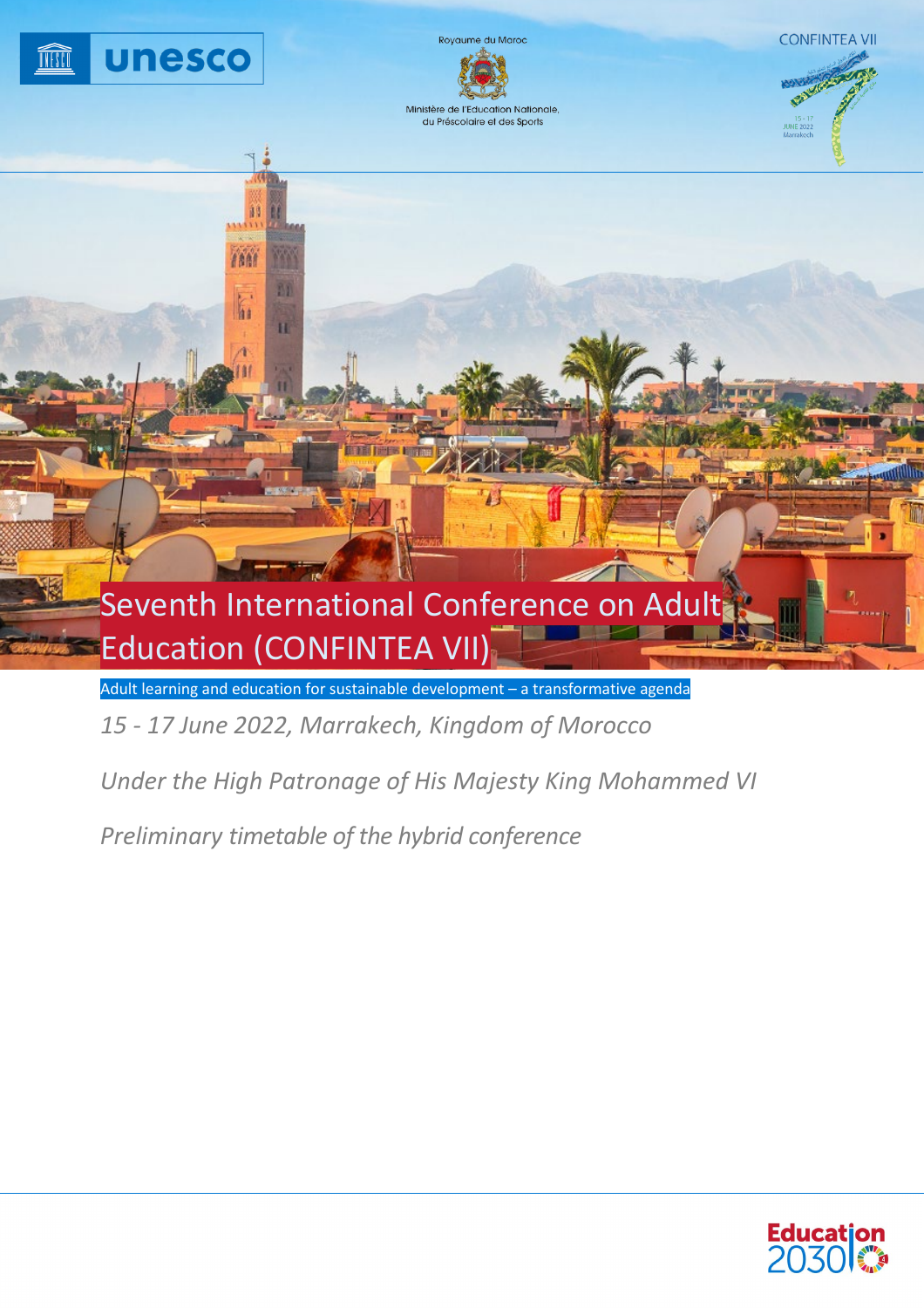unesco

Royaume du Maroc

Ministère de l'Education Nationale, du Préscolaire et des Sports

CONFINTEA VII

# Seventh International Conference on Adult Education (CONFINTEA VII)

Adult learning and education for sustainable development – a transformative agenda

*15 - 17 June 2022, Marrakech, Kingdom of Morocco*

*Under the High Patronage of His Majesty King Mohammed VI*

*Preliminary timetable of the hybrid conference*

Education 2030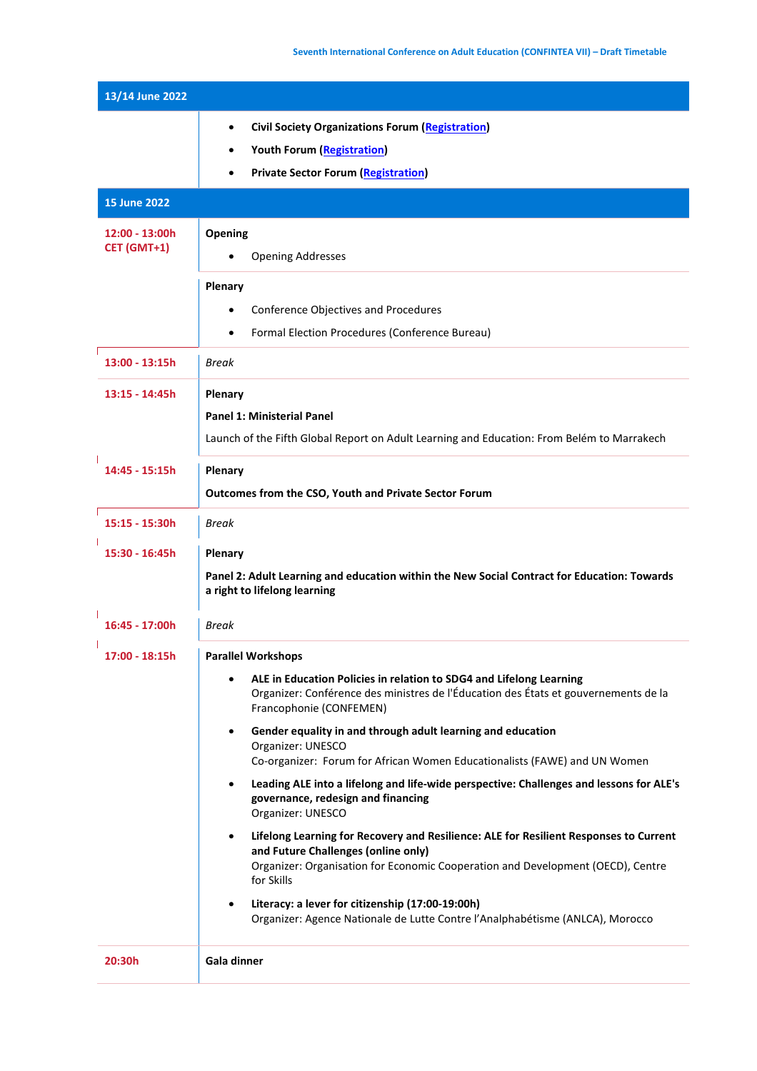| 13/14 June 2022 | |
|---|---|
| | • **Civil Society Organizations Forum (Registration)**<br>• **Youth Forum (Registration)**<br>• **Private Sector Forum (Registration)** |
| **15 June 2022** | |
| 12:00 - 13:00h CET (GMT+1) | **Opening**<br>• Opening Addresses |
| | **Plenary**<br>• Conference Objectives and Procedures<br>• Formal Election Procedures (Conference Bureau) |
| 13:00 - 13:15h | *Break* |
| 13:15 - 14:45h | **Plenary**<br>**Panel 1: Ministerial Panel**<br>Launch of the Fifth Global Report on Adult Learning and Education: From Belém to Marrakech |
| 14:45 - 15:15h | **Plenary**<br>**Outcomes from the CSO, Youth and Private Sector Forum** |
| 15:15 - 15:30h | *Break* |
| 15:30 - 16:45h | **Plenary**<br>**Panel 2: Adult Learning and education within the New Social Contract for Education: Towards a right to lifelong learning** |
| 16:45 - 17:00h | *Break* |
| 17:00 - 18:15h | **Parallel Workshops**<br>• **ALE in Education Policies in relation to SDG4 and Lifelong Learning**<br>Organizer: Conférence des ministres de l'Éducation des États et gouvernements de la Francophonie (CONFEMEN)<br>• **Gender equality in and through adult learning and education**<br>Organizer: UNESCO<br>Co-organizer: Forum for African Women Educationalists (FAWE) and UN Women<br>• **Leading ALE into a lifelong and life-wide perspective: Challenges and lessons for ALE's governance, redesign and financing**<br>Organizer: UNESCO<br>• **Lifelong Learning for Recovery and Resilience: ALE for Resilient Responses to Current and Future Challenges (online only)**<br>Organizer: Organisation for Economic Cooperation and Development (OECD), Centre for Skills<br>• **Literacy: a lever for citizenship (17:00-19:00h)**<br>Organizer: Agence Nationale de Lutte Contre l'Analphabétisme (ANLCA), Morocco |
| 20:30h | **Gala dinner** |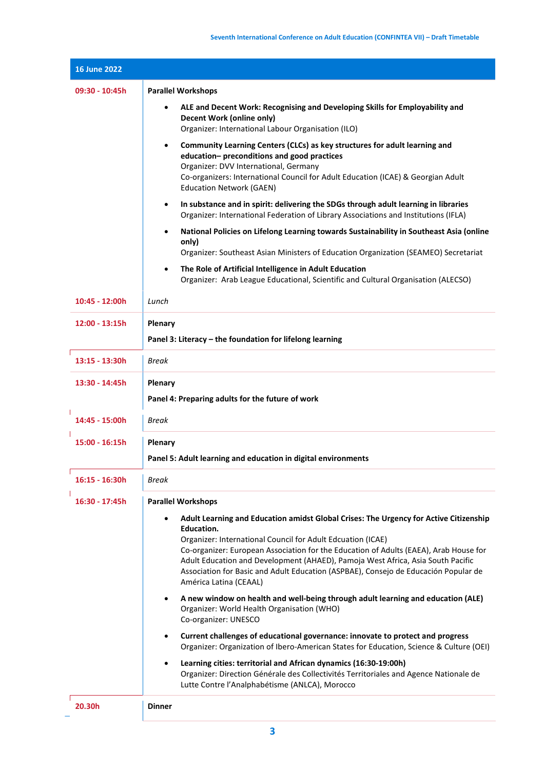| 16 June 2022 | |
|---|---|
| 09:30 - 10:45h | **Parallel Workshops**<br>• **ALE and Decent Work: Recognising and Developing Skills for Employability and Decent Work (online only)**<br>Organizer: International Labour Organisation (ILO)<br>• **Community Learning Centers (CLCs) as key structures for adult learning and education– preconditions and good practices**<br>Organizer: DVV International, Germany<br>Co-organizers: International Council for Adult Education (ICAE) & Georgian Adult Education Network (GAEN)<br>• **In substance and in spirit: delivering the SDGs through adult learning in libraries**<br>Organizer: International Federation of Library Associations and Institutions (IFLA)<br>• **National Policies on Lifelong Learning towards Sustainability in Southeast Asia (online only)**<br>Organizer: Southeast Asian Ministers of Education Organization (SEAMEO) Secretariat<br>• **The Role of Artificial Intelligence in Adult Education**<br>Organizer: Arab League Educational, Scientific and Cultural Organisation (ALECSO) |
| 10:45 - 12:00h | *Lunch* |
| 12:00 - 13:15h | **Plenary**<br>**Panel 3: Literacy – the foundation for lifelong learning** |
| 13:15 - 13:30h | *Break* |
| 13:30 - 14:45h | **Plenary**<br>**Panel 4: Preparing adults for the future of work** |
| 14:45 - 15:00h | *Break* |
| 15:00 - 16:15h | **Plenary**<br>**Panel 5: Adult learning and education in digital environments** |
| 16:15 - 16:30h | *Break* |
| 16:30 - 17:45h | **Parallel Workshops**<br>• **Adult Learning and Education amidst Global Crises: The Urgency for Active Citizenship Education.**<br>Organizer: International Council for Adult Edcuation (ICAE)<br>Co-organizer: European Association for the Education of Adults (EAEA), Arab House for Adult Education and Development (AHAED), Pamoja West Africa, Asia South Pacific Association for Basic and Adult Education (ASPBAE), Consejo de Educación Popular de América Latina (CEAAL)<br>• **A new window on health and well-being through adult learning and education (ALE)**<br>Organizer: World Health Organisation (WHO)<br>Co-organizer: UNESCO<br>• **Current challenges of educational governance: innovate to protect and progress**<br>Organizer: Organization of Ibero-American States for Education, Science & Culture (OEI)<br>• **Learning cities: territorial and African dynamics (16:30-19:00h)**<br>Organizer: Direction Générale des Collectivités Territoriales and Agence Nationale de Lutte Contre l'Analphabétisme (ANLCA), Morocco |
| 20.30h | **Dinner** |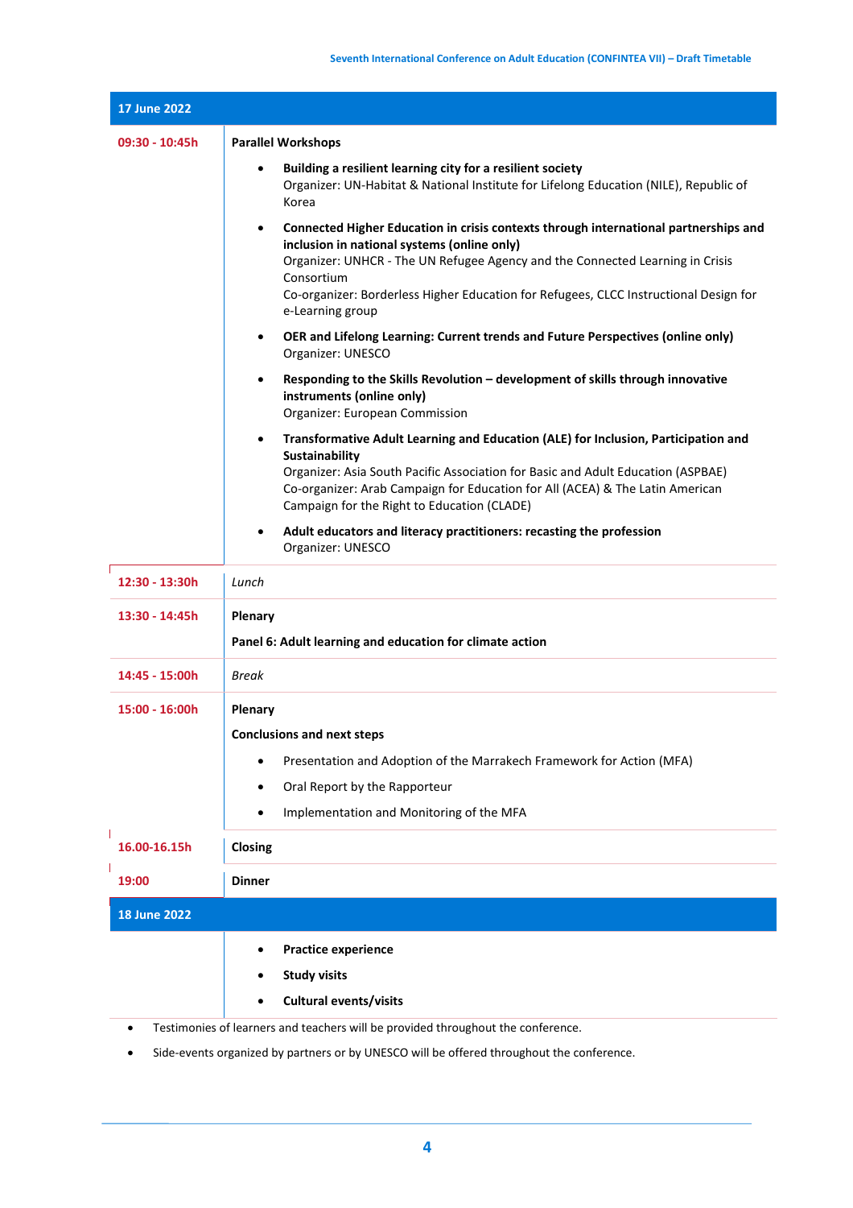| 17 June 2022 | |
|---|---|
| 09:30 - 10:45h | **Parallel Workshops**<br>• **Building a resilient learning city for a resilient society**<br>Organizer: UN-Habitat & National Institute for Lifelong Education (NILE), Republic of Korea<br>• **Connected Higher Education in crisis contexts through international partnerships and inclusion in national systems (online only)**<br>Organizer: UNHCR - The UN Refugee Agency and the Connected Learning in Crisis Consortium<br>Co-organizer: Borderless Higher Education for Refugees, CLCC Instructional Design for e-Learning group<br>• **OER and Lifelong Learning: Current trends and Future Perspectives (online only)**<br>Organizer: UNESCO<br>• **Responding to the Skills Revolution – development of skills through innovative instruments (online only)**<br>Organizer: European Commission<br>• **Transformative Adult Learning and Education (ALE) for Inclusion, Participation and Sustainability**<br>Organizer: Asia South Pacific Association for Basic and Adult Education (ASPBAE)<br>Co-organizer: Arab Campaign for Education for All (ACEA) & The Latin American Campaign for the Right to Education (CLADE)<br>• **Adult educators and literacy practitioners: recasting the profession**<br>Organizer: UNESCO |
| 12:30 - 13:30h | *Lunch* |
| 13:30 - 14:45h | **Plenary**<br>**Panel 6: Adult learning and education for climate action** |
| 14:45 - 15:00h | *Break* |
| 15:00 - 16:00h | **Plenary**<br>**Conclusions and next steps**<br>• Presentation and Adoption of the Marrakech Framework for Action (MFA)<br>• Oral Report by the Rapporteur<br>• Implementation and Monitoring of the MFA |
| 16.00-16.15h | **Closing** |
| 19:00 | **Dinner** |
| **18 June 2022** | |
| | • **Practice experience**<br>• **Study visits**<br>• **Cultural events/visits** |

- Testimonies of learners and teachers will be provided throughout the conference.
- Side-events organized by partners or by UNESCO will be offered throughout the conference.